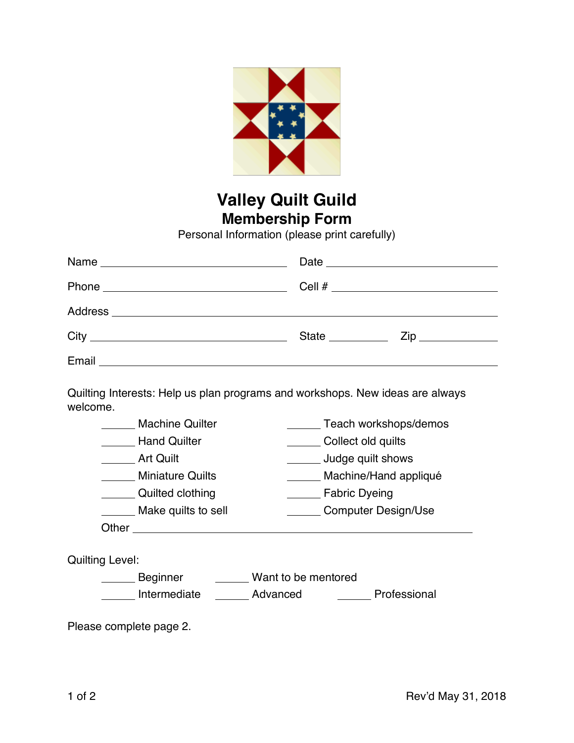# Valley Quilt Guild

## Membership Form

Personal Information (please print carefully)

Name ______________________________ Date ______________________________

Phone ______________________________ Cell # ______________________________

Address ____________________________________________________________

City ______________________________ State __________ Zip ____________

Email ______________________________________________________________

Quilting Interests: Help us plan programs and workshops. New ideas are always welcome.

| | |
|---|---|
| _____ Machine Quilter | _____ Teach workshops/demos |
| _____ Hand Quilter | _____ Collect old quilts |
| _____ Art Quilt | _____ Judge quilt shows |
| _____ Miniature Quilts | _____ Machine/Hand appliqué |
| _____ Quilted clothing | _____ Fabric Dyeing |
| _____ Make quilts to sell | _____ Computer Design/Use |

Other ______________________________________________________

Quilting Level:

| | | |
|---|---|---|
| _____ Beginner | _____ Want to be mentored | |
| _____ Intermediate | _____ Advanced | _____ Professional |

Please complete page 2.

Rev'd May 31, 2018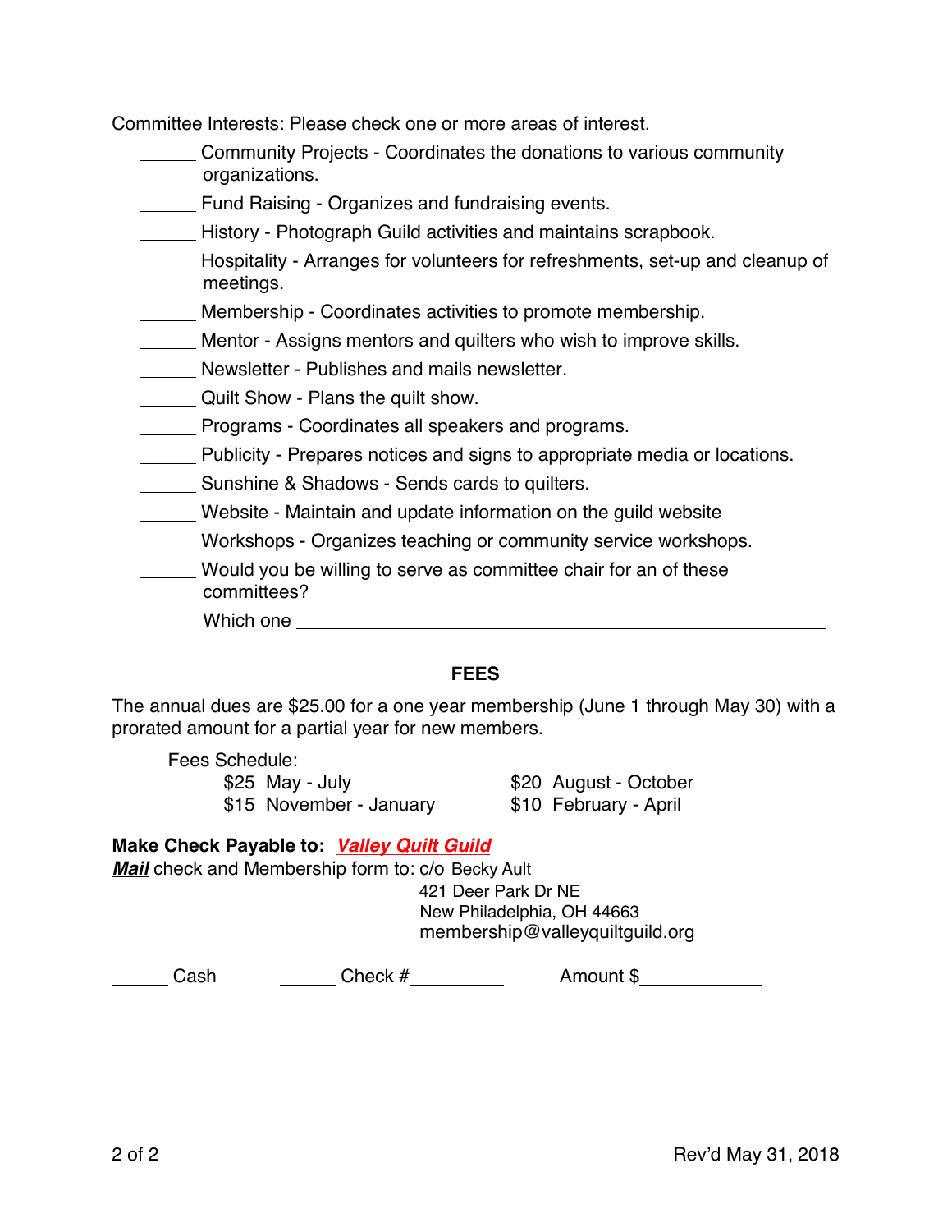Committee Interests: Please check one or more areas of interest.

______ Community Projects - Coordinates the donations to various community organizations.

______ Fund Raising - Organizes and fundraising events.

______ History - Photograph Guild activities and maintains scrapbook.

______ Hospitality - Arranges for volunteers for refreshments, set-up and cleanup of meetings.

______ Membership - Coordinates activities to promote membership.

______ Mentor - Assigns mentors and quilters who wish to improve skills.

______ Newsletter - Publishes and mails newsletter.

______ Quilt Show - Plans the quilt show.

______ Programs - Coordinates all speakers and programs.

______ Publicity - Prepares notices and signs to appropriate media or locations.

______ Sunshine & Shadows - Sends cards to quilters.

______ Website - Maintain and update information on the guild website

______ Workshops - Organizes teaching or community service workshops.

______ Would you be willing to serve as committee chair for an of these committees?

Which one ______________________________________________

## FEES

The annual dues are $25.00 for a one year membership (June 1 through May 30) with a prorated amount for a partial year for new members.

Fees Schedule:

| | |
|---|---|
| $25 May - July | $20 August - October |
| $15 November - January | $10 February - April |

**Make Check Payable to:** ***Valley Quilt Guild***

***Mail*** check and Membership form to: c/o Becky Ault
421 Deer Park Dr NE
New Philadelphia, OH 44663
membership@valleyquiltguild.org

______ Cash ______ Check #________ Amount $__________